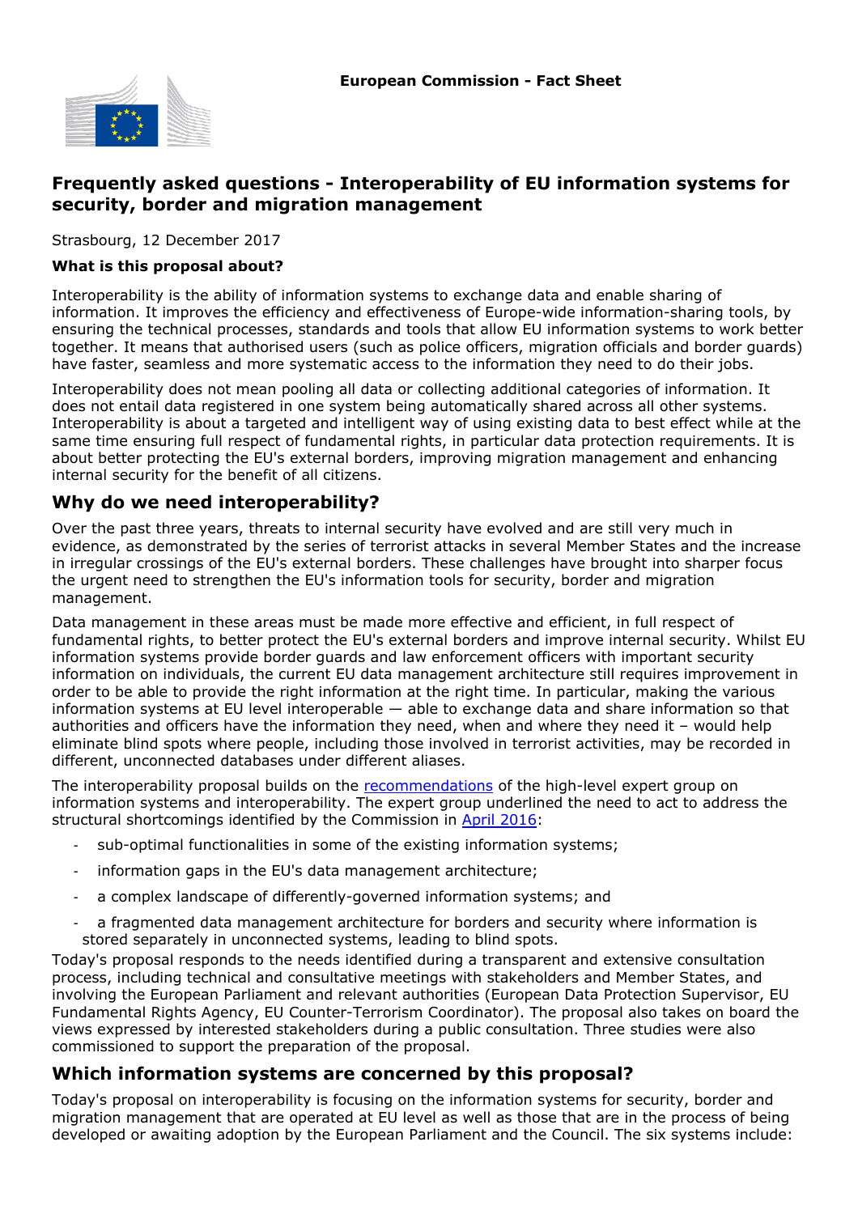**European Commission - Fact Sheet**

# Frequently asked questions - Interoperability of EU information systems for security, border and migration management

Strasbourg, 12 December 2017

**What is this proposal about?**

Interoperability is the ability of information systems to exchange data and enable sharing of information. It improves the efficiency and effectiveness of Europe-wide information-sharing tools, by ensuring the technical processes, standards and tools that allow EU information systems to work better together. It means that authorised users (such as police officers, migration officials and border guards) have faster, seamless and more systematic access to the information they need to do their jobs.

Interoperability does not mean pooling all data or collecting additional categories of information. It does not entail data registered in one system being automatically shared across all other systems. Interoperability is about a targeted and intelligent way of using existing data to best effect while at the same time ensuring full respect of fundamental rights, in particular data protection requirements. It is about better protecting the EU's external borders, improving migration management and enhancing internal security for the benefit of all citizens.

## Why do we need interoperability?

Over the past three years, threats to internal security have evolved and are still very much in evidence, as demonstrated by the series of terrorist attacks in several Member States and the increase in irregular crossings of the EU's external borders. These challenges have brought into sharper focus the urgent need to strengthen the EU's information tools for security, border and migration management.

Data management in these areas must be made more effective and efficient, in full respect of fundamental rights, to better protect the EU's external borders and improve internal security. Whilst EU information systems provide border guards and law enforcement officers with important security information on individuals, the current EU data management architecture still requires improvement in order to be able to provide the right information at the right time. In particular, making the various information systems at EU level interoperable — able to exchange data and share information so that authorities and officers have the information they need, when and where they need it – would help eliminate blind spots where people, including those involved in terrorist activities, may be recorded in different, unconnected databases under different aliases.

The interoperability proposal builds on the recommendations of the high-level expert group on information systems and interoperability. The expert group underlined the need to act to address the structural shortcomings identified by the Commission in April 2016:

- sub-optimal functionalities in some of the existing information systems;
- information gaps in the EU's data management architecture;
- a complex landscape of differently-governed information systems; and
- a fragmented data management architecture for borders and security where information is stored separately in unconnected systems, leading to blind spots.

Today's proposal responds to the needs identified during a transparent and extensive consultation process, including technical and consultative meetings with stakeholders and Member States, and involving the European Parliament and relevant authorities (European Data Protection Supervisor, EU Fundamental Rights Agency, EU Counter-Terrorism Coordinator). The proposal also takes on board the views expressed by interested stakeholders during a public consultation. Three studies were also commissioned to support the preparation of the proposal.

## Which information systems are concerned by this proposal?

Today's proposal on interoperability is focusing on the information systems for security, border and migration management that are operated at EU level as well as those that are in the process of being developed or awaiting adoption by the European Parliament and the Council. The six systems include: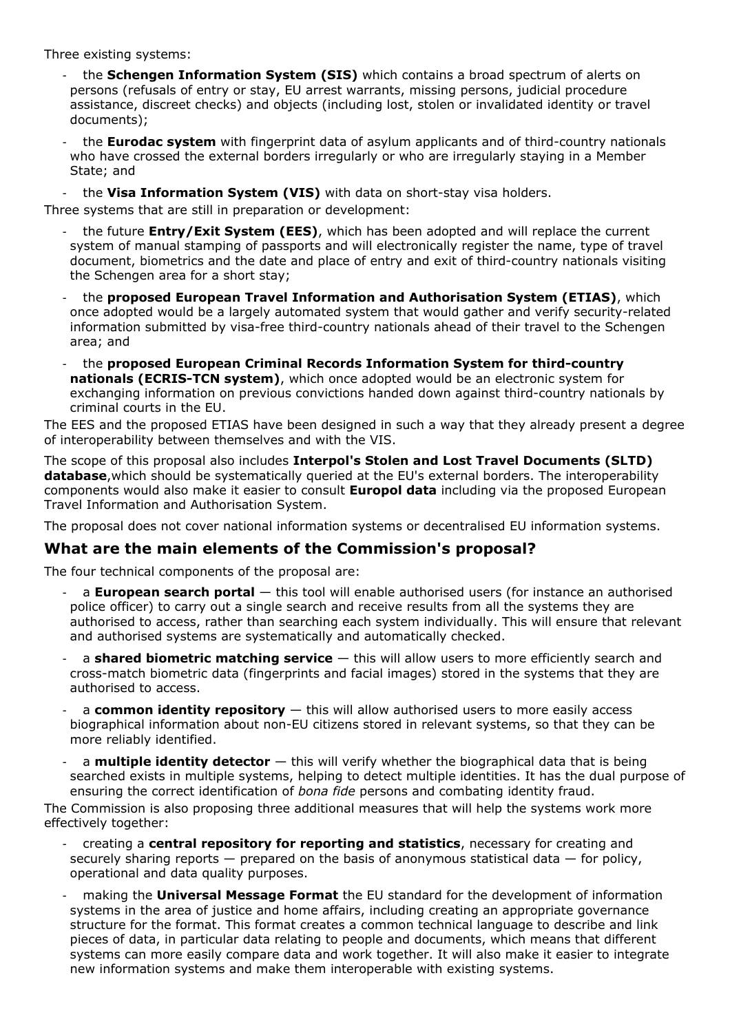Three existing systems:

- the **Schengen Information System (SIS)** which contains a broad spectrum of alerts on persons (refusals of entry or stay, EU arrest warrants, missing persons, judicial procedure assistance, discreet checks) and objects (including lost, stolen or invalidated identity or travel documents);
- the **Eurodac system** with fingerprint data of asylum applicants and of third-country nationals who have crossed the external borders irregularly or who are irregularly staying in a Member State; and
- the **Visa Information System (VIS)** with data on short-stay visa holders.

Three systems that are still in preparation or development:

- the future **Entry/Exit System (EES)**, which has been adopted and will replace the current system of manual stamping of passports and will electronically register the name, type of travel document, biometrics and the date and place of entry and exit of third-country nationals visiting the Schengen area for a short stay;
- the **proposed European Travel Information and Authorisation System (ETIAS)**, which once adopted would be a largely automated system that would gather and verify security-related information submitted by visa-free third-country nationals ahead of their travel to the Schengen area; and
- the **proposed European Criminal Records Information System for third-country nationals (ECRIS-TCN system)**, which once adopted would be an electronic system for exchanging information on previous convictions handed down against third-country nationals by criminal courts in the EU.

The EES and the proposed ETIAS have been designed in such a way that they already present a degree of interoperability between themselves and with the VIS.

The scope of this proposal also includes **Interpol's Stolen and Lost Travel Documents (SLTD) database**,which should be systematically queried at the EU's external borders. The interoperability components would also make it easier to consult **Europol data** including via the proposed European Travel Information and Authorisation System.

The proposal does not cover national information systems or decentralised EU information systems.

## What are the main elements of the Commission's proposal?

The four technical components of the proposal are:

- a **European search portal** — this tool will enable authorised users (for instance an authorised police officer) to carry out a single search and receive results from all the systems they are authorised to access, rather than searching each system individually. This will ensure that relevant and authorised systems are systematically and automatically checked.
- a **shared biometric matching service** — this will allow users to more efficiently search and cross-match biometric data (fingerprints and facial images) stored in the systems that they are authorised to access.
- a **common identity repository** — this will allow authorised users to more easily access biographical information about non-EU citizens stored in relevant systems, so that they can be more reliably identified.
- a **multiple identity detector** — this will verify whether the biographical data that is being searched exists in multiple systems, helping to detect multiple identities. It has the dual purpose of ensuring the correct identification of *bona fide* persons and combating identity fraud.

The Commission is also proposing three additional measures that will help the systems work more effectively together:

- creating a **central repository for reporting and statistics**, necessary for creating and securely sharing reports — prepared on the basis of anonymous statistical data — for policy, operational and data quality purposes.
- making the **Universal Message Format** the EU standard for the development of information systems in the area of justice and home affairs, including creating an appropriate governance structure for the format. This format creates a common technical language to describe and link pieces of data, in particular data relating to people and documents, which means that different systems can more easily compare data and work together. It will also make it easier to integrate new information systems and make them interoperable with existing systems.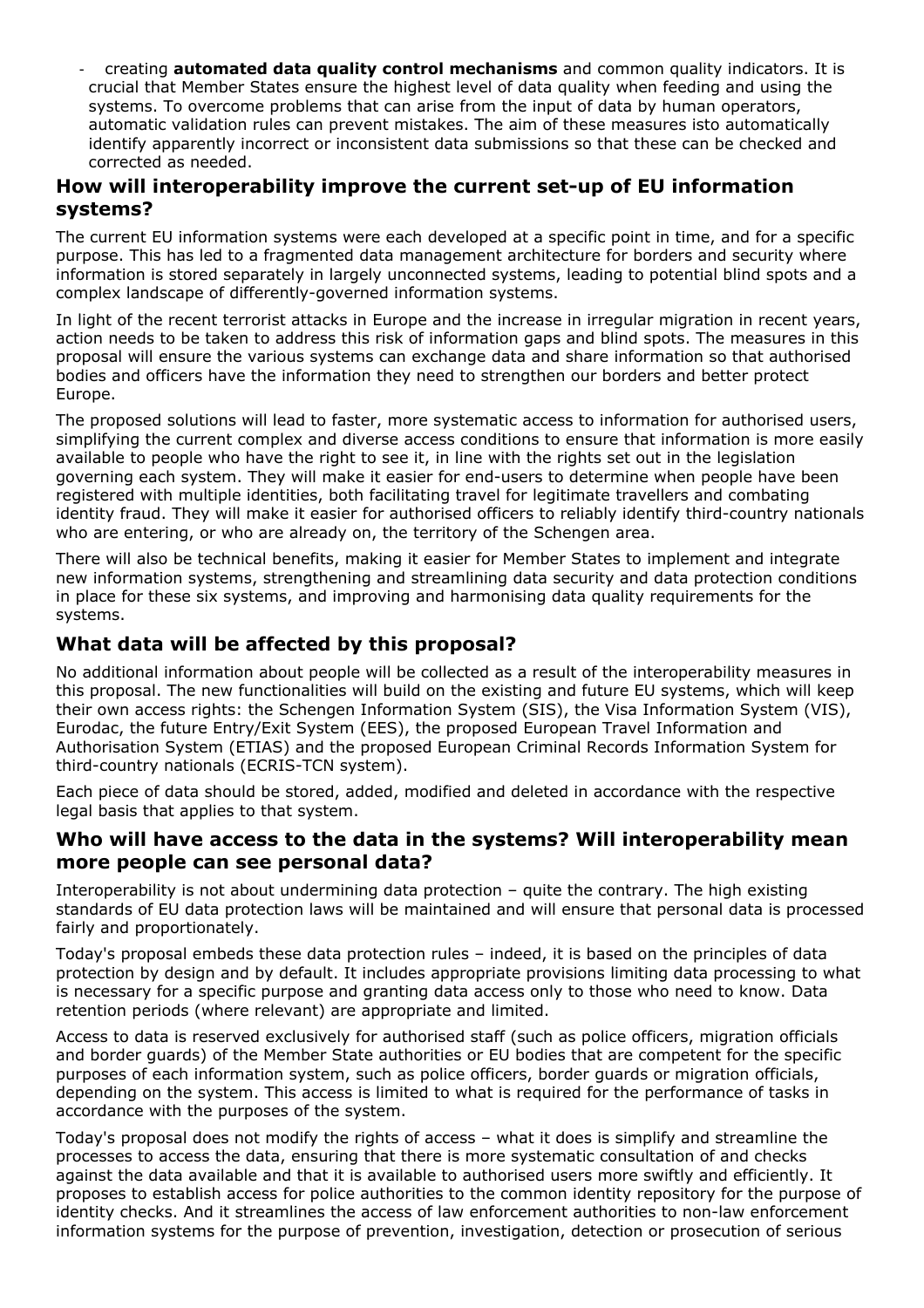- creating **automated data quality control mechanisms** and common quality indicators. It is crucial that Member States ensure the highest level of data quality when feeding and using the systems. To overcome problems that can arise from the input of data by human operators, automatic validation rules can prevent mistakes. The aim of these measures isto automatically identify apparently incorrect or inconsistent data submissions so that these can be checked and corrected as needed.

## How will interoperability improve the current set-up of EU information systems?

The current EU information systems were each developed at a specific point in time, and for a specific purpose. This has led to a fragmented data management architecture for borders and security where information is stored separately in largely unconnected systems, leading to potential blind spots and a complex landscape of differently-governed information systems.

In light of the recent terrorist attacks in Europe and the increase in irregular migration in recent years, action needs to be taken to address this risk of information gaps and blind spots. The measures in this proposal will ensure the various systems can exchange data and share information so that authorised bodies and officers have the information they need to strengthen our borders and better protect Europe.

The proposed solutions will lead to faster, more systematic access to information for authorised users, simplifying the current complex and diverse access conditions to ensure that information is more easily available to people who have the right to see it, in line with the rights set out in the legislation governing each system. They will make it easier for end-users to determine when people have been registered with multiple identities, both facilitating travel for legitimate travellers and combating identity fraud. They will make it easier for authorised officers to reliably identify third-country nationals who are entering, or who are already on, the territory of the Schengen area.

There will also be technical benefits, making it easier for Member States to implement and integrate new information systems, strengthening and streamlining data security and data protection conditions in place for these six systems, and improving and harmonising data quality requirements for the systems.

## What data will be affected by this proposal?

No additional information about people will be collected as a result of the interoperability measures in this proposal. The new functionalities will build on the existing and future EU systems, which will keep their own access rights: the Schengen Information System (SIS), the Visa Information System (VIS), Eurodac, the future Entry/Exit System (EES), the proposed European Travel Information and Authorisation System (ETIAS) and the proposed European Criminal Records Information System for third-country nationals (ECRIS-TCN system).

Each piece of data should be stored, added, modified and deleted in accordance with the respective legal basis that applies to that system.

## Who will have access to the data in the systems? Will interoperability mean more people can see personal data?

Interoperability is not about undermining data protection – quite the contrary. The high existing standards of EU data protection laws will be maintained and will ensure that personal data is processed fairly and proportionately.

Today's proposal embeds these data protection rules – indeed, it is based on the principles of data protection by design and by default. It includes appropriate provisions limiting data processing to what is necessary for a specific purpose and granting data access only to those who need to know. Data retention periods (where relevant) are appropriate and limited.

Access to data is reserved exclusively for authorised staff (such as police officers, migration officials and border guards) of the Member State authorities or EU bodies that are competent for the specific purposes of each information system, such as police officers, border guards or migration officials, depending on the system. This access is limited to what is required for the performance of tasks in accordance with the purposes of the system.

Today's proposal does not modify the rights of access – what it does is simplify and streamline the processes to access the data, ensuring that there is more systematic consultation of and checks against the data available and that it is available to authorised users more swiftly and efficiently. It proposes to establish access for police authorities to the common identity repository for the purpose of identity checks. And it streamlines the access of law enforcement authorities to non-law enforcement information systems for the purpose of prevention, investigation, detection or prosecution of serious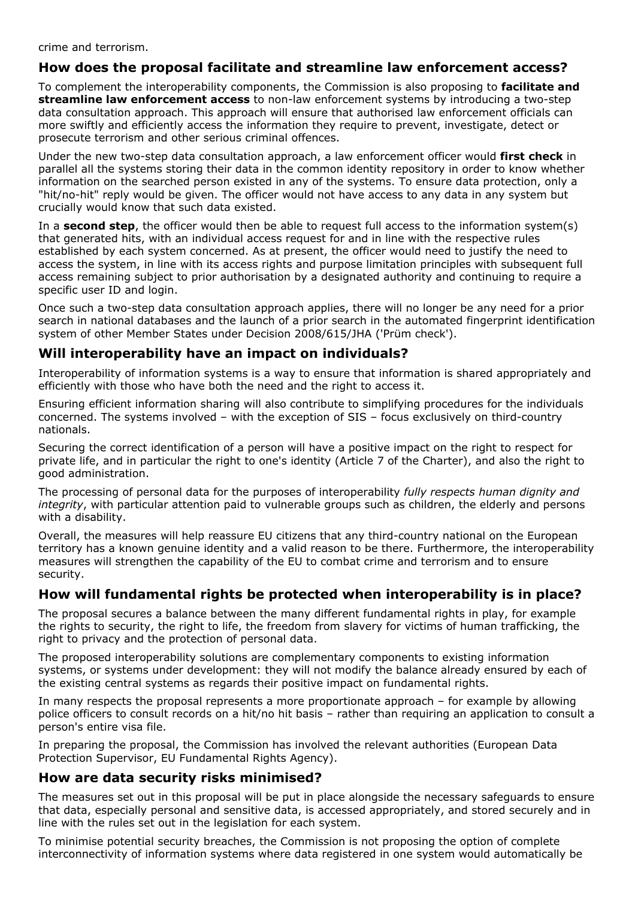crime and terrorism.

## How does the proposal facilitate and streamline law enforcement access?

To complement the interoperability components, the Commission is also proposing to **facilitate and streamline law enforcement access** to non-law enforcement systems by introducing a two-step data consultation approach. This approach will ensure that authorised law enforcement officials can more swiftly and efficiently access the information they require to prevent, investigate, detect or prosecute terrorism and other serious criminal offences.

Under the new two-step data consultation approach, a law enforcement officer would **first check** in parallel all the systems storing their data in the common identity repository in order to know whether information on the searched person existed in any of the systems. To ensure data protection, only a "hit/no-hit" reply would be given. The officer would not have access to any data in any system but crucially would know that such data existed.

In a **second step**, the officer would then be able to request full access to the information system(s) that generated hits, with an individual access request for and in line with the respective rules established by each system concerned. As at present, the officer would need to justify the need to access the system, in line with its access rights and purpose limitation principles with subsequent full access remaining subject to prior authorisation by a designated authority and continuing to require a specific user ID and login.

Once such a two-step data consultation approach applies, there will no longer be any need for a prior search in national databases and the launch of a prior search in the automated fingerprint identification system of other Member States under Decision 2008/615/JHA ('Prüm check').

## Will interoperability have an impact on individuals?

Interoperability of information systems is a way to ensure that information is shared appropriately and efficiently with those who have both the need and the right to access it.

Ensuring efficient information sharing will also contribute to simplifying procedures for the individuals concerned. The systems involved – with the exception of SIS – focus exclusively on third-country nationals.

Securing the correct identification of a person will have a positive impact on the right to respect for private life, and in particular the right to one's identity (Article 7 of the Charter), and also the right to good administration.

The processing of personal data for the purposes of interoperability *fully respects human dignity and integrity*, with particular attention paid to vulnerable groups such as children, the elderly and persons with a disability.

Overall, the measures will help reassure EU citizens that any third-country national on the European territory has a known genuine identity and a valid reason to be there. Furthermore, the interoperability measures will strengthen the capability of the EU to combat crime and terrorism and to ensure security.

## How will fundamental rights be protected when interoperability is in place?

The proposal secures a balance between the many different fundamental rights in play, for example the rights to security, the right to life, the freedom from slavery for victims of human trafficking, the right to privacy and the protection of personal data.

The proposed interoperability solutions are complementary components to existing information systems, or systems under development: they will not modify the balance already ensured by each of the existing central systems as regards their positive impact on fundamental rights.

In many respects the proposal represents a more proportionate approach – for example by allowing police officers to consult records on a hit/no hit basis – rather than requiring an application to consult a person's entire visa file.

In preparing the proposal, the Commission has involved the relevant authorities (European Data Protection Supervisor, EU Fundamental Rights Agency).

## How are data security risks minimised?

The measures set out in this proposal will be put in place alongside the necessary safeguards to ensure that data, especially personal and sensitive data, is accessed appropriately, and stored securely and in line with the rules set out in the legislation for each system.

To minimise potential security breaches, the Commission is not proposing the option of complete interconnectivity of information systems where data registered in one system would automatically be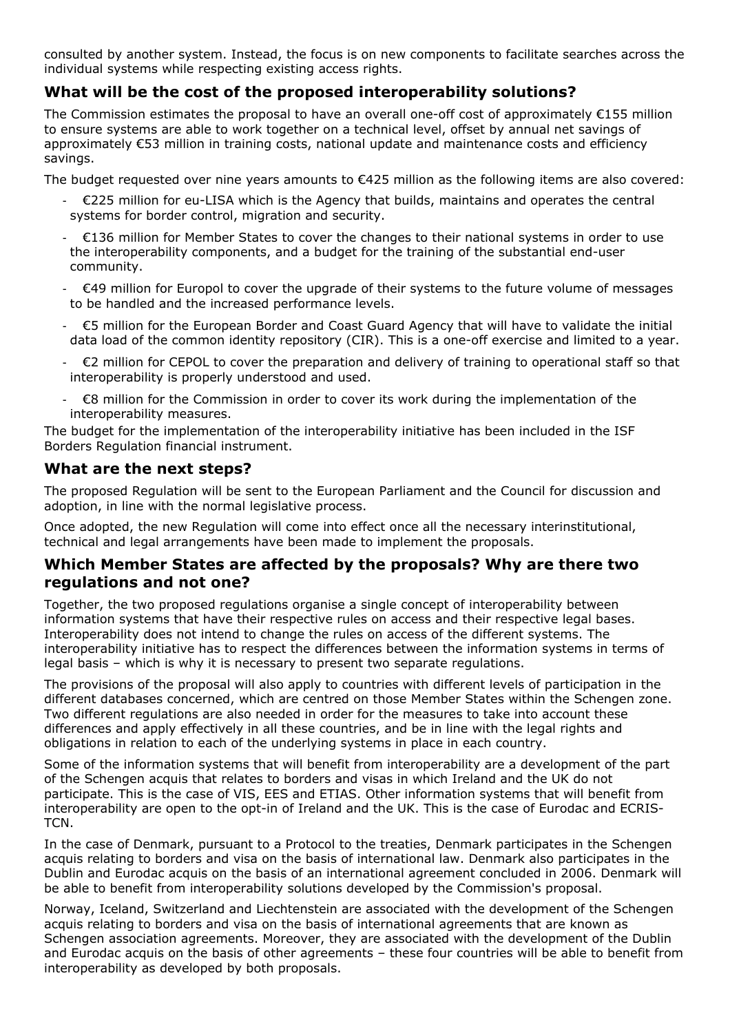consulted by another system. Instead, the focus is on new components to facilitate searches across the individual systems while respecting existing access rights.

## What will be the cost of the proposed interoperability solutions?

The Commission estimates the proposal to have an overall one-off cost of approximately €155 million to ensure systems are able to work together on a technical level, offset by annual net savings of approximately €53 million in training costs, national update and maintenance costs and efficiency savings.

The budget requested over nine years amounts to €425 million as the following items are also covered:

- €225 million for eu-LISA which is the Agency that builds, maintains and operates the central systems for border control, migration and security.
- €136 million for Member States to cover the changes to their national systems in order to use the interoperability components, and a budget for the training of the substantial end-user community.
- €49 million for Europol to cover the upgrade of their systems to the future volume of messages to be handled and the increased performance levels.
- €5 million for the European Border and Coast Guard Agency that will have to validate the initial data load of the common identity repository (CIR). This is a one-off exercise and limited to a year.
- €2 million for CEPOL to cover the preparation and delivery of training to operational staff so that interoperability is properly understood and used.
- €8 million for the Commission in order to cover its work during the implementation of the interoperability measures.

The budget for the implementation of the interoperability initiative has been included in the ISF Borders Regulation financial instrument.

## What are the next steps?

The proposed Regulation will be sent to the European Parliament and the Council for discussion and adoption, in line with the normal legislative process.

Once adopted, the new Regulation will come into effect once all the necessary interinstitutional, technical and legal arrangements have been made to implement the proposals.

## Which Member States are affected by the proposals? Why are there two regulations and not one?

Together, the two proposed regulations organise a single concept of interoperability between information systems that have their respective rules on access and their respective legal bases. Interoperability does not intend to change the rules on access of the different systems. The interoperability initiative has to respect the differences between the information systems in terms of legal basis – which is why it is necessary to present two separate regulations.

The provisions of the proposal will also apply to countries with different levels of participation in the different databases concerned, which are centred on those Member States within the Schengen zone. Two different regulations are also needed in order for the measures to take into account these differences and apply effectively in all these countries, and be in line with the legal rights and obligations in relation to each of the underlying systems in place in each country.

Some of the information systems that will benefit from interoperability are a development of the part of the Schengen acquis that relates to borders and visas in which Ireland and the UK do not participate. This is the case of VIS, EES and ETIAS. Other information systems that will benefit from interoperability are open to the opt-in of Ireland and the UK. This is the case of Eurodac and ECRIS-TCN.

In the case of Denmark, pursuant to a Protocol to the treaties, Denmark participates in the Schengen acquis relating to borders and visa on the basis of international law. Denmark also participates in the Dublin and Eurodac acquis on the basis of an international agreement concluded in 2006. Denmark will be able to benefit from interoperability solutions developed by the Commission's proposal.

Norway, Iceland, Switzerland and Liechtenstein are associated with the development of the Schengen acquis relating to borders and visa on the basis of international agreements that are known as Schengen association agreements. Moreover, they are associated with the development of the Dublin and Eurodac acquis on the basis of other agreements – these four countries will be able to benefit from interoperability as developed by both proposals.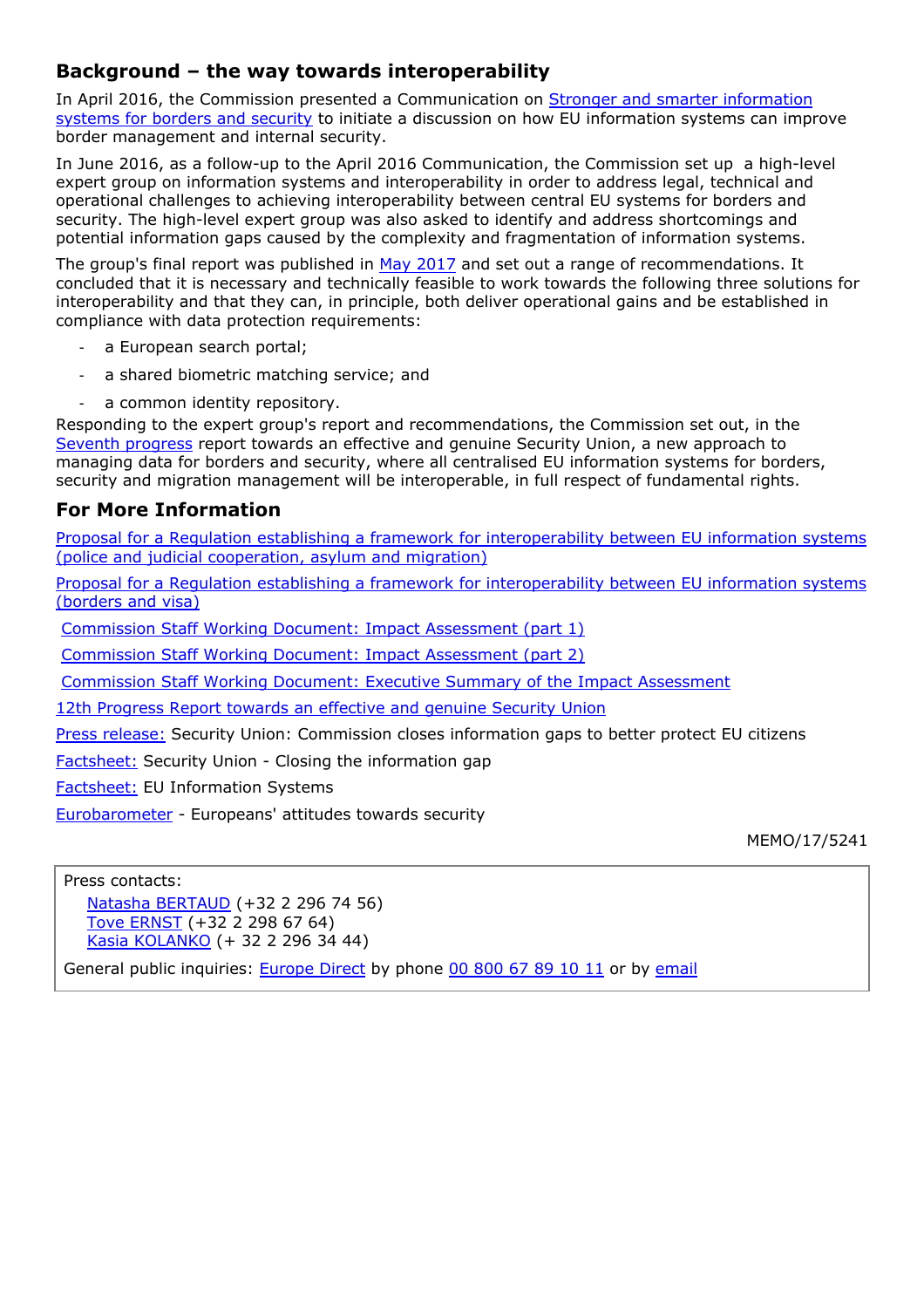## Background – the way towards interoperability

In April 2016, the Commission presented a Communication on Stronger and smarter information systems for borders and security to initiate a discussion on how EU information systems can improve border management and internal security.

In June 2016, as a follow-up to the April 2016 Communication, the Commission set up a high-level expert group on information systems and interoperability in order to address legal, technical and operational challenges to achieving interoperability between central EU systems for borders and security. The high-level expert group was also asked to identify and address shortcomings and potential information gaps caused by the complexity and fragmentation of information systems.

The group's final report was published in May 2017 and set out a range of recommendations. It concluded that it is necessary and technically feasible to work towards the following three solutions for interoperability and that they can, in principle, both deliver operational gains and be established in compliance with data protection requirements:

- a European search portal;
- a shared biometric matching service; and
- a common identity repository.

Responding to the expert group's report and recommendations, the Commission set out, in the Seventh progress report towards an effective and genuine Security Union, a new approach to managing data for borders and security, where all centralised EU information systems for borders, security and migration management will be interoperable, in full respect of fundamental rights.

## For More Information

Proposal for a Regulation establishing a framework for interoperability between EU information systems (police and judicial cooperation, asylum and migration)

Proposal for a Regulation establishing a framework for interoperability between EU information systems (borders and visa)

Commission Staff Working Document: Impact Assessment (part 1)

Commission Staff Working Document: Impact Assessment (part 2)

Commission Staff Working Document: Executive Summary of the Impact Assessment

12th Progress Report towards an effective and genuine Security Union

Press release: Security Union: Commission closes information gaps to better protect EU citizens

Factsheet: Security Union - Closing the information gap

Factsheet: EU Information Systems

Eurobarometer - Europeans' attitudes towards security

MEMO/17/5241

Press contacts:

Natasha BERTAUD (+32 2 296 74 56)
Tove ERNST (+32 2 298 67 64)
Kasia KOLANKO (+ 32 2 296 34 44)

General public inquiries: Europe Direct by phone 00 800 67 89 10 11 or by email